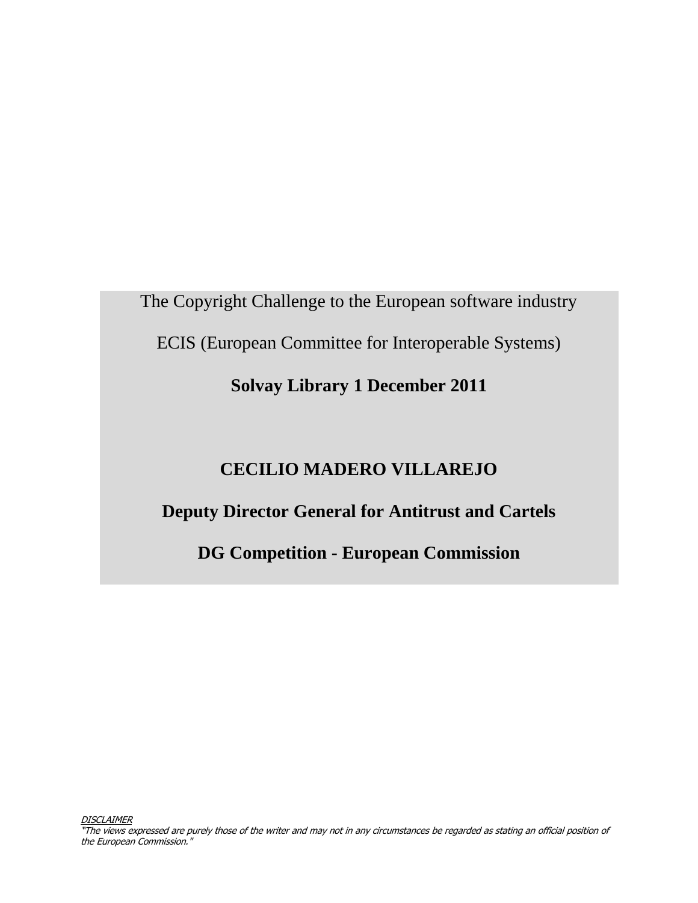The Copyright Challenge to the European software industry

ECIS (European Committee for Interoperable Systems)

**Solvay Library 1 December 2011**

**CECILIO MADERO VILLAREJO**

**Deputy Director General for Antitrust and Cartels**

**DG Competition - European Commission**

*DISCLAIMER*

*"The views expressed are purely those of the writer and may not in any circumstances be regarded as stating an official position of the European Commission."*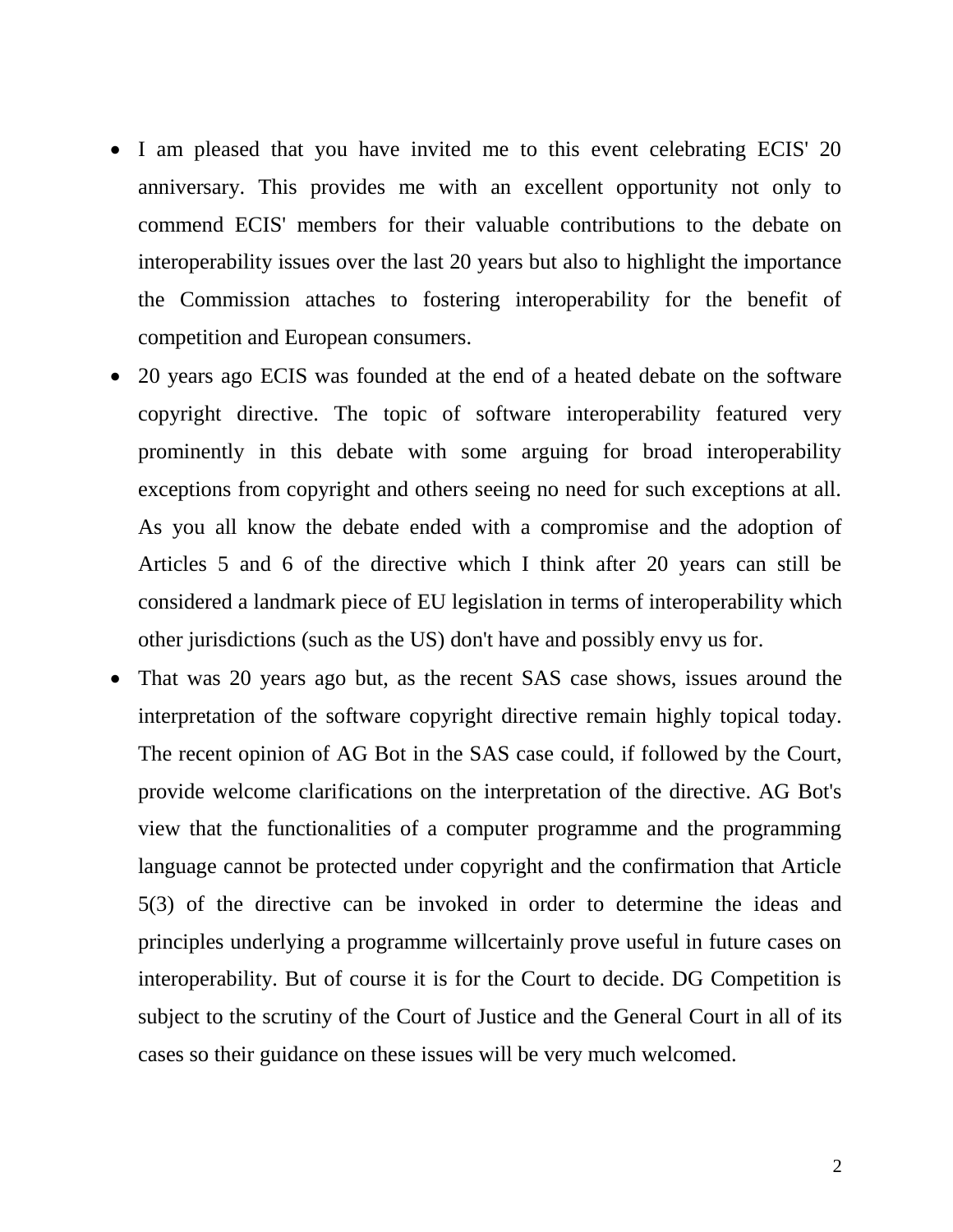- I am pleased that you have invited me to this event celebrating ECIS' 20 anniversary. This provides me with an excellent opportunity not only to commend ECIS' members for their valuable contributions to the debate on interoperability issues over the last 20 years but also to highlight the importance the Commission attaches to fostering interoperability for the benefit of competition and European consumers.
- 20 years ago ECIS was founded at the end of a heated debate on the software copyright directive. The topic of software interoperability featured very prominently in this debate with some arguing for broad interoperability exceptions from copyright and others seeing no need for such exceptions at all. As you all know the debate ended with a compromise and the adoption of Articles 5 and 6 of the directive which I think after 20 years can still be considered a landmark piece of EU legislation in terms of interoperability which other jurisdictions (such as the US) don't have and possibly envy us for.
- That was 20 years ago but, as the recent SAS case shows, issues around the interpretation of the software copyright directive remain highly topical today. The recent opinion of AG Bot in the SAS case could, if followed by the Court, provide welcome clarifications on the interpretation of the directive. AG Bot's view that the functionalities of a computer programme and the programming language cannot be protected under copyright and the confirmation that Article 5(3) of the directive can be invoked in order to determine the ideas and principles underlying a programme willcertainly prove useful in future cases on interoperability. But of course it is for the Court to decide. DG Competition is subject to the scrutiny of the Court of Justice and the General Court in all of its cases so their guidance on these issues will be very much welcomed.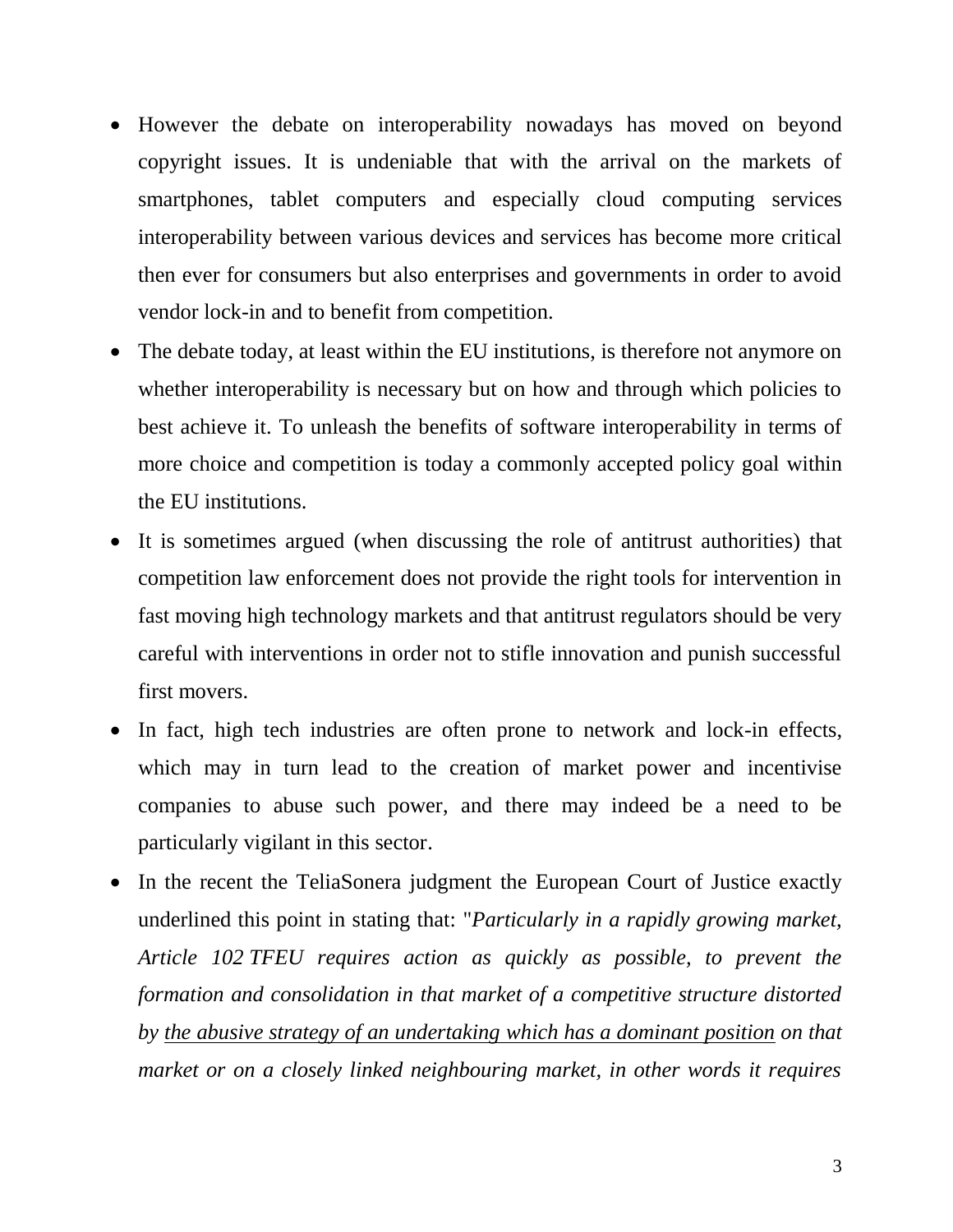- However the debate on interoperability nowadays has moved on beyond copyright issues. It is undeniable that with the arrival on the markets of smartphones, tablet computers and especially cloud computing services interoperability between various devices and services has become more critical then ever for consumers but also enterprises and governments in order to avoid vendor lock-in and to benefit from competition.
- The debate today, at least within the EU institutions, is therefore not anymore on whether interoperability is necessary but on how and through which policies to best achieve it. To unleash the benefits of software interoperability in terms of more choice and competition is today a commonly accepted policy goal within the EU institutions.
- It is sometimes argued (when discussing the role of antitrust authorities) that competition law enforcement does not provide the right tools for intervention in fast moving high technology markets and that antitrust regulators should be very careful with interventions in order not to stifle innovation and punish successful first movers.
- In fact, high tech industries are often prone to network and lock-in effects, which may in turn lead to the creation of market power and incentivise companies to abuse such power, and there may indeed be a need to be particularly vigilant in this sector.
- In the recent the TeliaSonera judgment the European Court of Justice exactly underlined this point in stating that: "*Particularly in a rapidly growing market, Article 102 TFEU requires action as quickly as possible, to prevent the formation and consolidation in that market of a competitive structure distorted by <u>the abusive strategy of an undertaking which has a dominant position</u> on that market or on a closely linked neighbouring market, in other words it requires*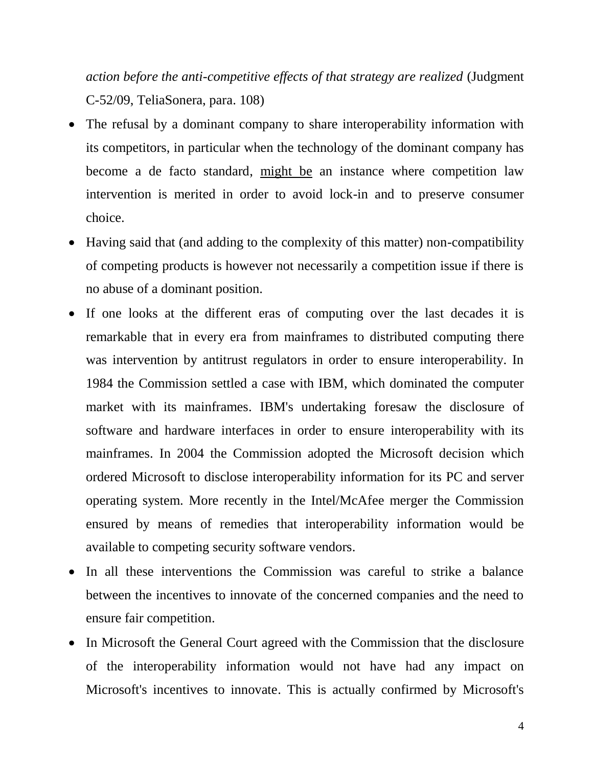*action before the anti-competitive effects of that strategy are realized* (Judgment C-52/09, TeliaSonera, para. 108)

- The refusal by a dominant company to share interoperability information with its competitors, in particular when the technology of the dominant company has become a de facto standard, <u>might be</u> an instance where competition law intervention is merited in order to avoid lock-in and to preserve consumer choice.
- Having said that (and adding to the complexity of this matter) non-compatibility of competing products is however not necessarily a competition issue if there is no abuse of a dominant position.
- If one looks at the different eras of computing over the last decades it is remarkable that in every era from mainframes to distributed computing there was intervention by antitrust regulators in order to ensure interoperability. In 1984 the Commission settled a case with IBM, which dominated the computer market with its mainframes. IBM's undertaking foresaw the disclosure of software and hardware interfaces in order to ensure interoperability with its mainframes. In 2004 the Commission adopted the Microsoft decision which ordered Microsoft to disclose interoperability information for its PC and server operating system. More recently in the Intel/McAfee merger the Commission ensured by means of remedies that interoperability information would be available to competing security software vendors.
- In all these interventions the Commission was careful to strike a balance between the incentives to innovate of the concerned companies and the need to ensure fair competition.
- In Microsoft the General Court agreed with the Commission that the disclosure of the interoperability information would not have had any impact on Microsoft's incentives to innovate. This is actually confirmed by Microsoft's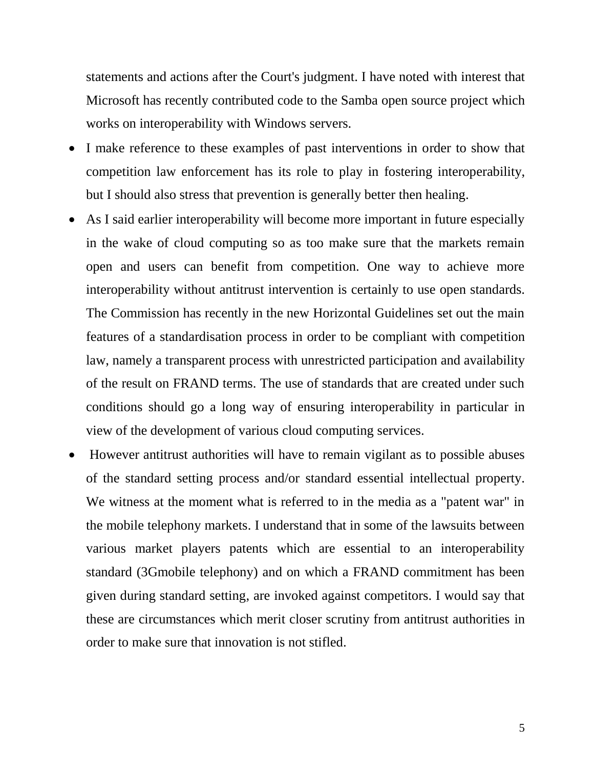statements and actions after the Court's judgment. I have noted with interest that Microsoft has recently contributed code to the Samba open source project which works on interoperability with Windows servers.

- I make reference to these examples of past interventions in order to show that competition law enforcement has its role to play in fostering interoperability, but I should also stress that prevention is generally better then healing.
- As I said earlier interoperability will become more important in future especially in the wake of cloud computing so as too make sure that the markets remain open and users can benefit from competition. One way to achieve more interoperability without antitrust intervention is certainly to use open standards. The Commission has recently in the new Horizontal Guidelines set out the main features of a standardisation process in order to be compliant with competition law, namely a transparent process with unrestricted participation and availability of the result on FRAND terms. The use of standards that are created under such conditions should go a long way of ensuring interoperability in particular in view of the development of various cloud computing services.
- However antitrust authorities will have to remain vigilant as to possible abuses of the standard setting process and/or standard essential intellectual property. We witness at the moment what is referred to in the media as a "patent war" in the mobile telephony markets. I understand that in some of the lawsuits between various market players patents which are essential to an interoperability standard (3Gmobile telephony) and on which a FRAND commitment has been given during standard setting, are invoked against competitors. I would say that these are circumstances which merit closer scrutiny from antitrust authorities in order to make sure that innovation is not stifled.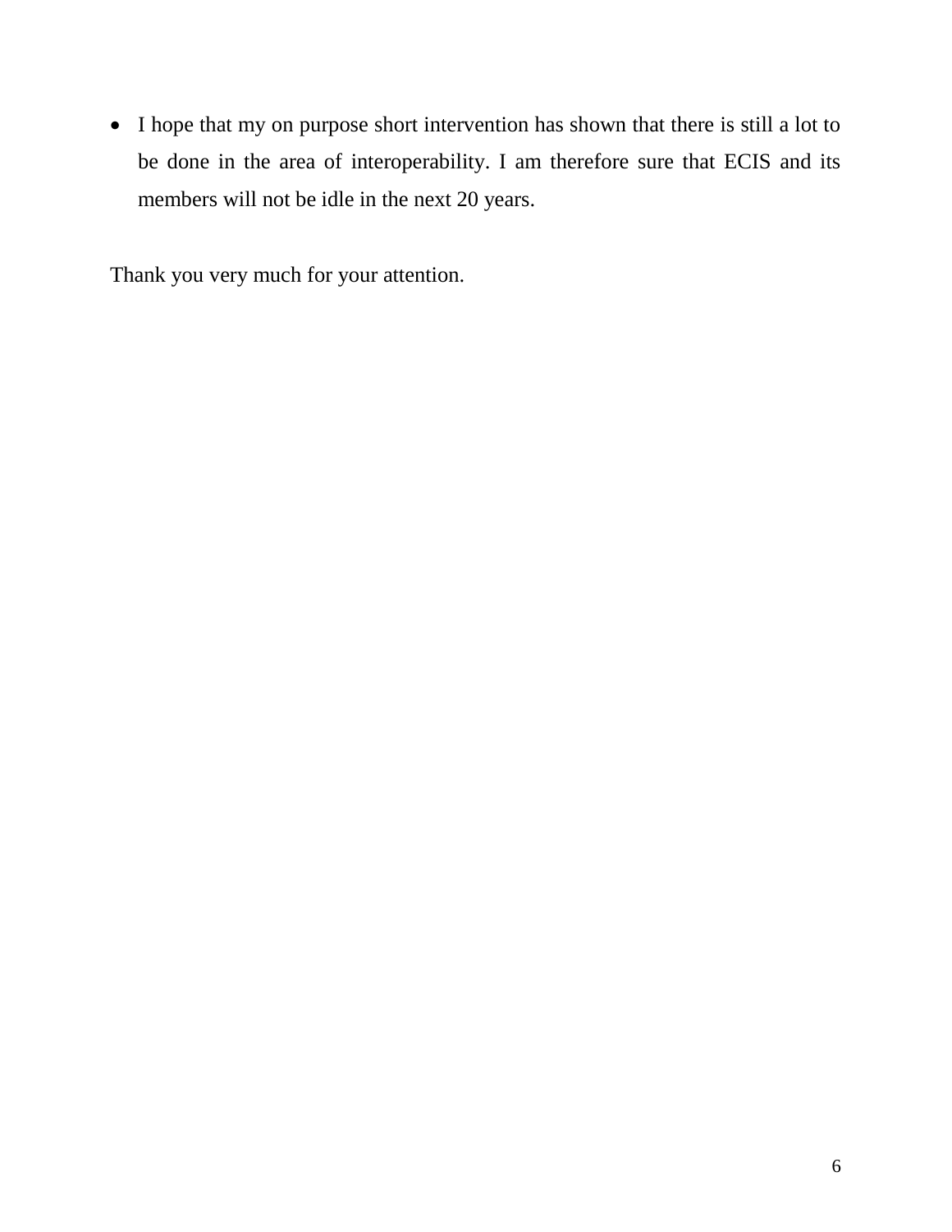- I hope that my on purpose short intervention has shown that there is still a lot to be done in the area of interoperability. I am therefore sure that ECIS and its members will not be idle in the next 20 years.

Thank you very much for your attention.